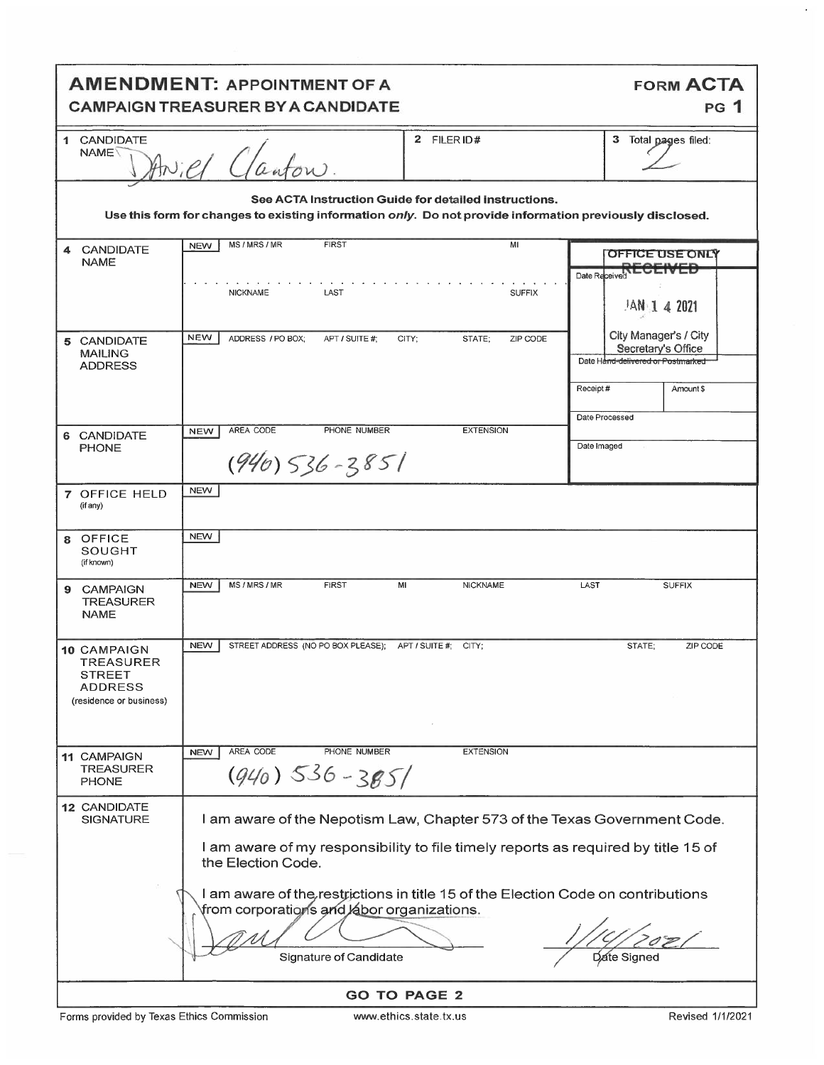# AMENDMENT: APPOINTMENT OF A CAMPAIGN TREASURER BY A CANDIDATE

**FORM ACTA** PG 1

| 1 CANDIDATE NAME | 2 FILER ID# | 3 Total pages filed: |
|---|---|---|
| Daniel Clanton. | | 2 |

**See ACTA Instruction Guide for detailed instructions.**

**Use this form for changes to existing information *only*. Do not provide information previously disclosed.**

| | | |
|---|---|---|
| 4 CANDIDATE NAME | NEW — MS / MRS / MR; FIRST; MI; NICKNAME; LAST; SUFFIX | |
| 5 CANDIDATE MAILING ADDRESS | NEW — ADDRESS / PO BOX; APT / SUITE #; CITY; STATE; ZIP CODE | |
| 6 CANDIDATE PHONE | NEW — AREA CODE; PHONE NUMBER; EXTENSION | (940) 536-3851 |
| 7 OFFICE HELD (if any) | NEW | |
| 8 OFFICE SOUGHT (if known) | NEW | |
| 9 CAMPAIGN TREASURER NAME | NEW — MS / MRS / MR; FIRST; MI; NICKNAME; LAST; SUFFIX | |
| 10 CAMPAIGN TREASURER STREET ADDRESS (residence or business) | NEW — STREET ADDRESS (NO PO BOX PLEASE); APT / SUITE #; CITY; STATE; ZIP CODE | |
| 11 CAMPAIGN TREASURER PHONE | NEW — AREA CODE; PHONE NUMBER; EXTENSION | (940) 536-3851 |

**OFFICE USE ONLY**

Date Received: RECEIVED JAN 14 2021 City Manager's / City Secretary's Office

Date Hand-delivered or Postmarked

Receipt # | Amount $

Date Processed

Date Imaged

**12 CANDIDATE SIGNATURE**

I am aware of the Nepotism Law, Chapter 573 of the Texas Government Code.

I am aware of my responsibility to file timely reports as required by title 15 of the Election Code.

I am aware of the restrictions in title 15 of the Election Code on contributions from corporations and labor organizations.

Signature of Candidate: [signature]

Date Signed: 1/14/2021

**GO TO PAGE 2**

Forms provided by Texas Ethics Commission www.ethics.state.tx.us Revised 1/1/2021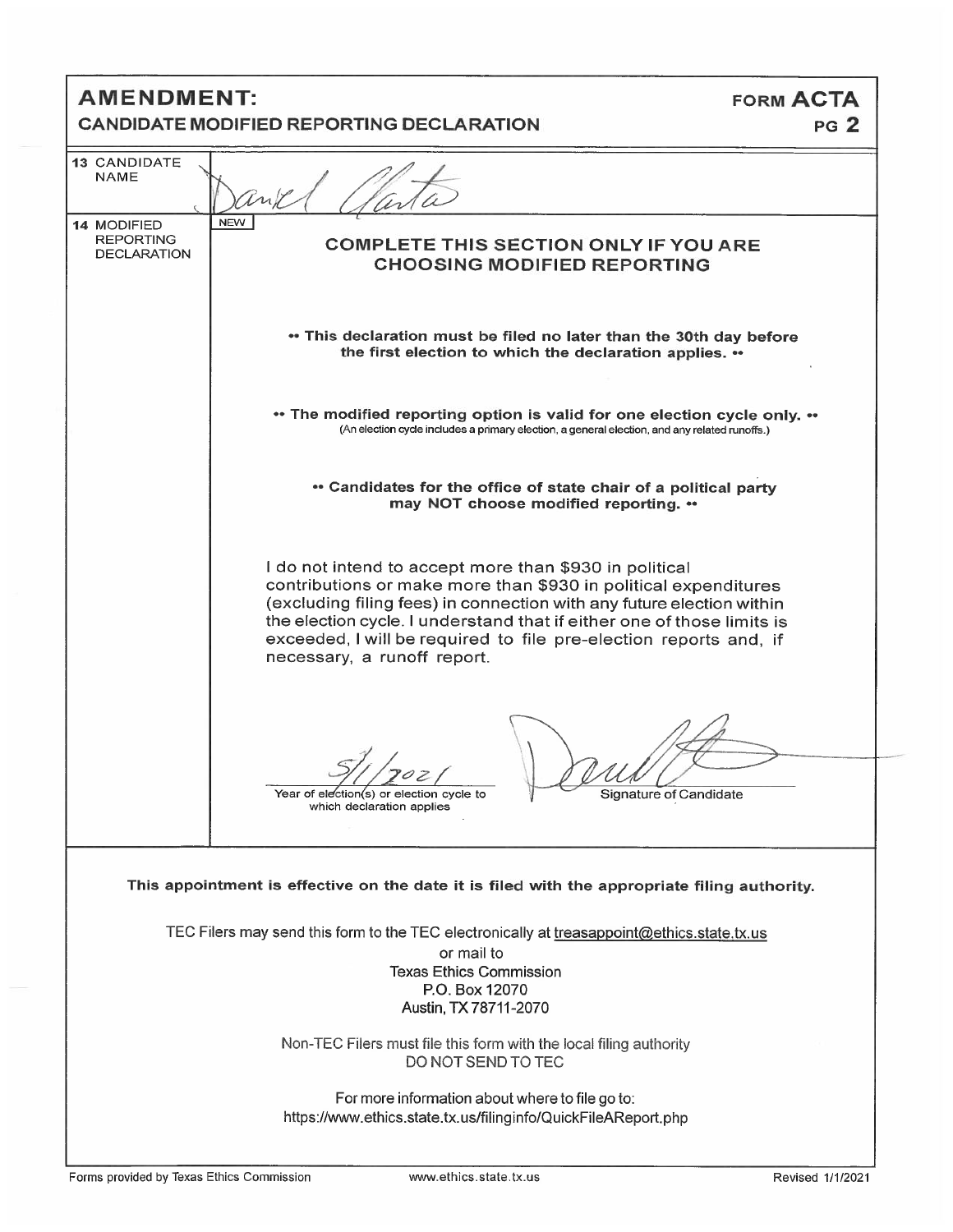# AMENDMENT:

## CANDIDATE MODIFIED REPORTING DECLARATION

**FORM ACTA**
**PG 2**

| | |
|---|---|
| **13** CANDIDATE NAME | Daniel Clarke |
| **14** MODIFIED REPORTING DECLARATION | NEW |

### COMPLETE THIS SECTION ONLY IF YOU ARE CHOOSING MODIFIED REPORTING

**•• This declaration must be filed no later than the 30th day before the first election to which the declaration applies. ••**

**•• The modified reporting option is valid for one election cycle only. ••**
(An election cycle includes a primary election, a general election, and any related runoffs.)

**•• Candidates for the office of state chair of a political party may NOT choose modified reporting. ••**

I do not intend to accept more than $930 in political contributions or make more than $930 in political expenditures (excluding filing fees) in connection with any future election within the election cycle. I understand that if either one of those limits is exceeded, I will be required to file pre-election reports and, if necessary, a runoff report.

5/1/2021
Year of election(s) or election cycle to which declaration applies

[Signature]
Signature of Candidate

**This appointment is effective on the date it is filed with the appropriate filing authority.**

TEC Filers may send this form to the TEC electronically at treasappoint@ethics.state.tx.us
or mail to
Texas Ethics Commission
P.O. Box 12070
Austin, TX 78711-2070

Non-TEC Filers must file this form with the local filing authority
DO NOT SEND TO TEC

For more information about where to file go to:
https://www.ethics.state.tx.us/filinginfo/QuickFileAReport.php

Forms provided by Texas Ethics Commission | www.ethics.state.tx.us | Revised 1/1/2021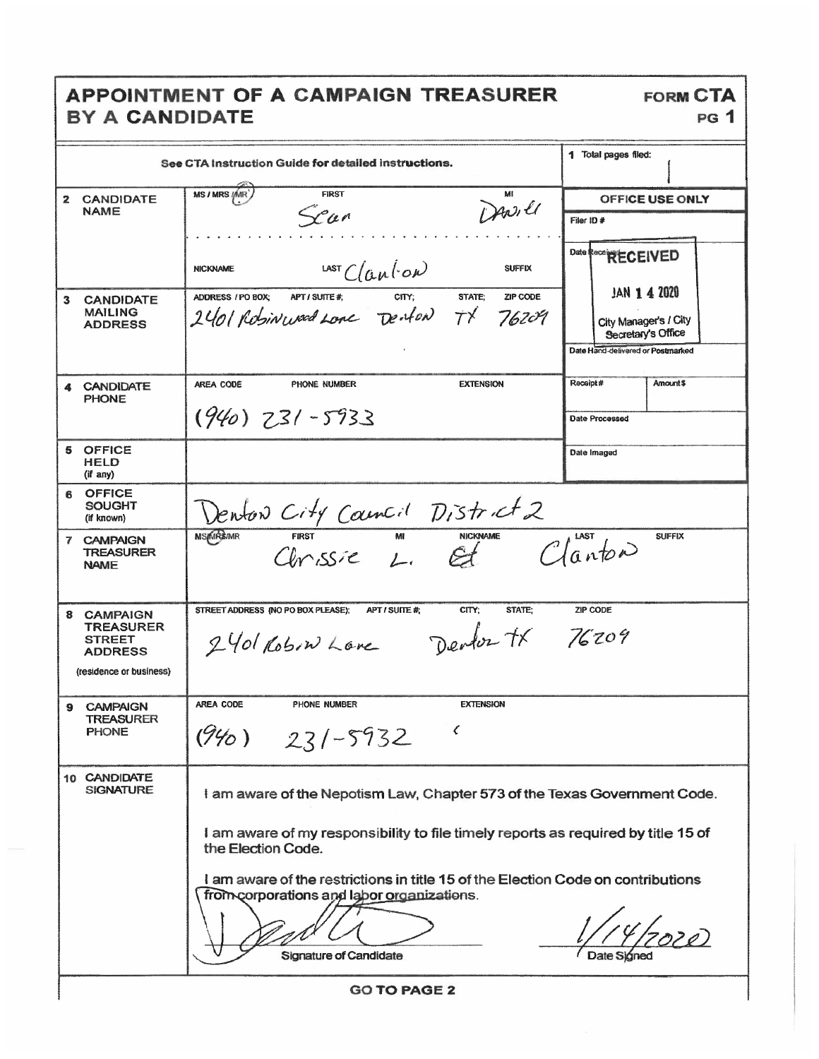# APPOINTMENT OF A CAMPAIGN TREASURER BY A CANDIDATE

**FORM CTA**
**PG 1**

See CTA Instruction Guide for detailed instructions.

| | | |
|---|---|---|
| **1** Total pages filed: | 1 | |
| **2 CANDIDATE NAME** | MS / MRS / MR (circled: MR) — FIRST: Sean — MI: Daniel — NICKNAME: — LAST: Clanton — SUFFIX: | **OFFICE USE ONLY** Filer ID #: Date Received: RECEIVED JAN 14 2020 City Manager's / City Secretary's Office; Date Hand-delivered or Postmarked |
| **3 CANDIDATE MAILING ADDRESS** | ADDRESS / PO BOX; APT / SUITE #; CITY; STATE; ZIP CODE: 2401 Robinwood Lane Denton TX 76209 | |
| **4 CANDIDATE PHONE** | AREA CODE, PHONE NUMBER, EXTENSION: (940) 231-5933 | Receipt #: Amount $: Date Processed: |
| **5 OFFICE HELD** (if any) | | Date Imaged: |
| **6 OFFICE SOUGHT** (if known) | Denton City Council District 2 | |
| **7 CAMPAIGN TREASURER NAME** | MS / MRS / MR (circled: MRS) — FIRST: Chrissie — MI: L. — NICKNAME: — LAST: Clanton — SUFFIX: | |
| **8 CAMPAIGN TREASURER STREET ADDRESS** (residence or business) | STREET ADDRESS (NO PO BOX PLEASE); APT / SUITE #; CITY; STATE; ZIP CODE: 2401 Robin Lane Denton TX 76209 | |
| **9 CAMPAIGN TREASURER PHONE** | AREA CODE, PHONE NUMBER, EXTENSION: (940) 231-5932 | |

**10 CANDIDATE SIGNATURE**

I am aware of the Nepotism Law, Chapter 573 of the Texas Government Code.

I am aware of my responsibility to file timely reports as required by title 15 of the Election Code.

I am aware of the restrictions in title 15 of the Election Code on contributions from corporations and labor organizations.

Signature of Candidate: [signature]

Date Signed: 1/14/2020

GO TO PAGE 2